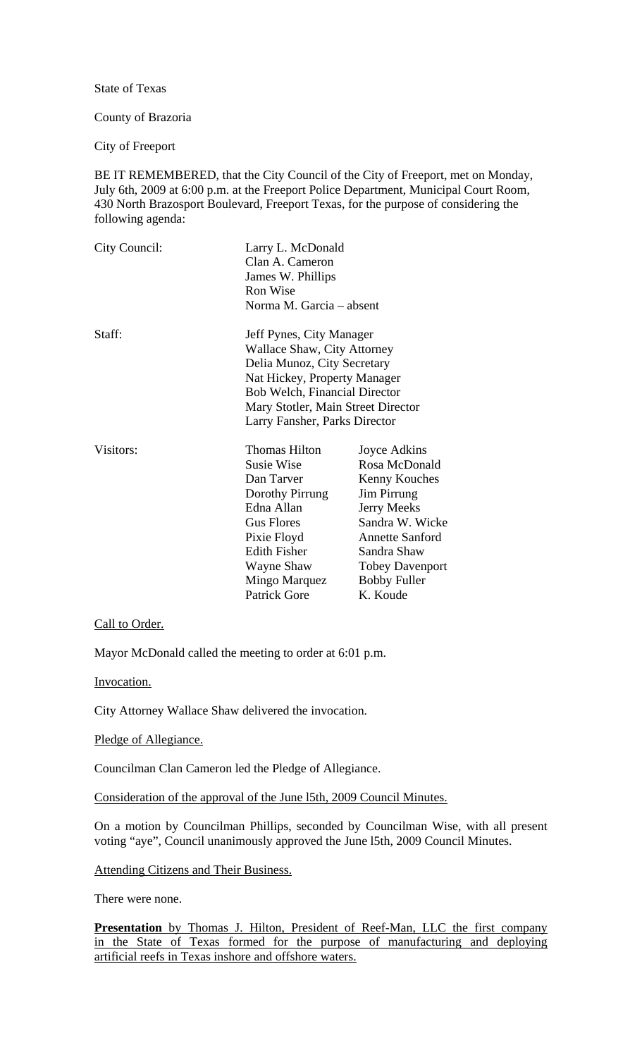State of Texas

County of Brazoria

City of Freeport

BE IT REMEMBERED, that the City Council of the City of Freeport, met on Monday, July 6th, 2009 at 6:00 p.m. at the Freeport Police Department, Municipal Court Room, 430 North Brazosport Boulevard, Freeport Texas, for the purpose of considering the following agenda:

| | | |
|---|---|---|
| City Council: | Larry L. McDonald<br>Clan A. Cameron<br>James W. Phillips<br>Ron Wise<br>Norma M. Garcia – absent | |
| Staff: | Jeff Pynes, City Manager<br>Wallace Shaw, City Attorney<br>Delia Munoz, City Secretary<br>Nat Hickey, Property Manager<br>Bob Welch, Financial Director<br>Mary Stotler, Main Street Director<br>Larry Fansher, Parks Director | |
| Visitors: | Thomas Hilton<br>Susie Wise<br>Dan Tarver<br>Dorothy Pirrung<br>Edna Allan<br>Gus Flores<br>Pixie Floyd<br>Edith Fisher<br>Wayne Shaw<br>Mingo Marquez<br>Patrick Gore | Joyce Adkins<br>Rosa McDonald<br>Kenny Kouches<br>Jim Pirrung<br>Jerry Meeks<br>Sandra W. Wicke<br>Annette Sanford<br>Sandra Shaw<br>Tobey Davenport<br>Bobby Fuller<br>K. Koude |

Call to Order.

Mayor McDonald called the meeting to order at 6:01 p.m.

Invocation.

City Attorney Wallace Shaw delivered the invocation.

Pledge of Allegiance.

Councilman Clan Cameron led the Pledge of Allegiance.

Consideration of the approval of the June l5th, 2009 Council Minutes.

On a motion by Councilman Phillips, seconded by Councilman Wise, with all present voting "aye", Council unanimously approved the June l5th, 2009 Council Minutes.

Attending Citizens and Their Business.

There were none.

**Presentation** by Thomas J. Hilton, President of Reef-Man, LLC the first company in the State of Texas formed for the purpose of manufacturing and deploying artificial reefs in Texas inshore and offshore waters.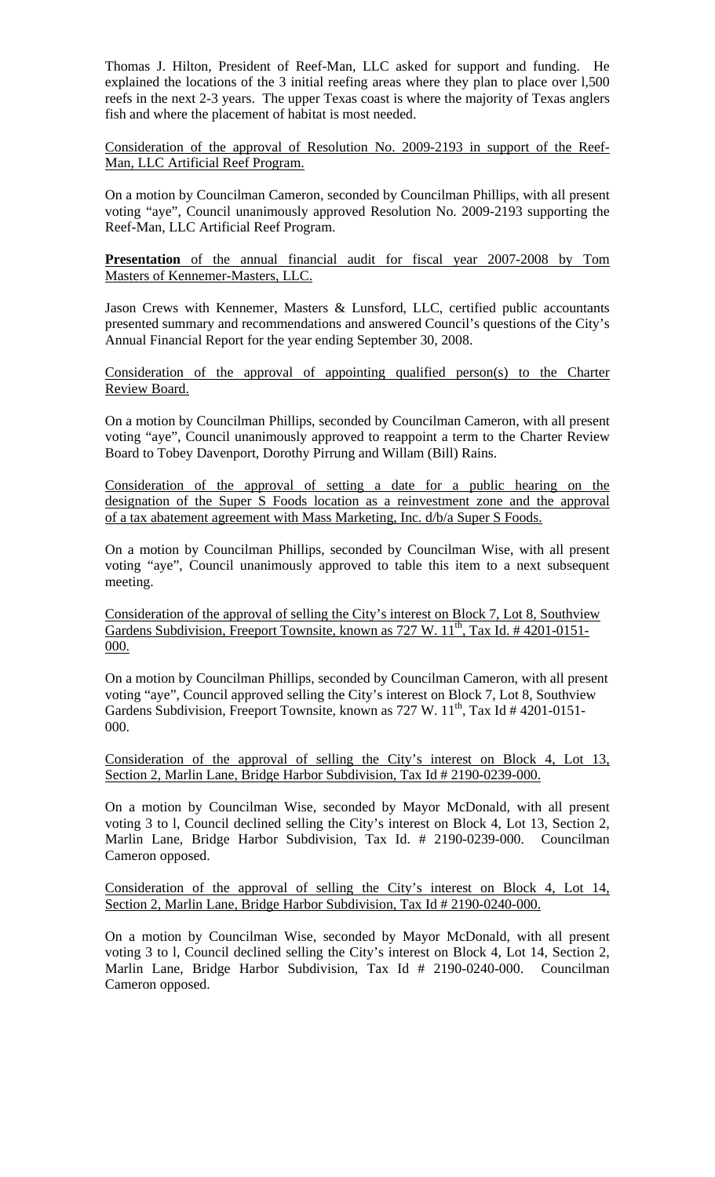Thomas J. Hilton, President of Reef-Man, LLC asked for support and funding. He explained the locations of the 3 initial reefing areas where they plan to place over l,500 reefs in the next 2-3 years. The upper Texas coast is where the majority of Texas anglers fish and where the placement of habitat is most needed.

Consideration of the approval of Resolution No. 2009-2193 in support of the Reef-Man, LLC Artificial Reef Program.

On a motion by Councilman Cameron, seconded by Councilman Phillips, with all present voting "aye", Council unanimously approved Resolution No. 2009-2193 supporting the Reef-Man, LLC Artificial Reef Program.

**Presentation** of the annual financial audit for fiscal year 2007-2008 by Tom Masters of Kennemer-Masters, LLC.

Jason Crews with Kennemer, Masters & Lunsford, LLC, certified public accountants presented summary and recommendations and answered Council's questions of the City's Annual Financial Report for the year ending September 30, 2008.

Consideration of the approval of appointing qualified person(s) to the Charter Review Board.

On a motion by Councilman Phillips, seconded by Councilman Cameron, with all present voting "aye", Council unanimously approved to reappoint a term to the Charter Review Board to Tobey Davenport, Dorothy Pirrung and Willam (Bill) Rains.

Consideration of the approval of setting a date for a public hearing on the designation of the Super S Foods location as a reinvestment zone and the approval of a tax abatement agreement with Mass Marketing, Inc. d/b/a Super S Foods.

On a motion by Councilman Phillips, seconded by Councilman Wise, with all present voting "aye", Council unanimously approved to table this item to a next subsequent meeting.

Consideration of the approval of selling the City's interest on Block 7, Lot 8, Southview Gardens Subdivision, Freeport Townsite, known as 727 W. 11th, Tax Id. # 4201-0151-000.

On a motion by Councilman Phillips, seconded by Councilman Cameron, with all present voting "aye", Council approved selling the City's interest on Block 7, Lot 8, Southview Gardens Subdivision, Freeport Townsite, known as 727 W. 11th, Tax Id # 4201-0151-000.

Consideration of the approval of selling the City's interest on Block 4, Lot 13, Section 2, Marlin Lane, Bridge Harbor Subdivision, Tax Id # 2190-0239-000.

On a motion by Councilman Wise, seconded by Mayor McDonald, with all present voting 3 to l, Council declined selling the City's interest on Block 4, Lot 13, Section 2, Marlin Lane, Bridge Harbor Subdivision, Tax Id. # 2190-0239-000. Councilman Cameron opposed.

Consideration of the approval of selling the City's interest on Block 4, Lot 14, Section 2, Marlin Lane, Bridge Harbor Subdivision, Tax Id # 2190-0240-000.

On a motion by Councilman Wise, seconded by Mayor McDonald, with all present voting 3 to l, Council declined selling the City's interest on Block 4, Lot 14, Section 2, Marlin Lane, Bridge Harbor Subdivision, Tax Id # 2190-0240-000. Councilman Cameron opposed.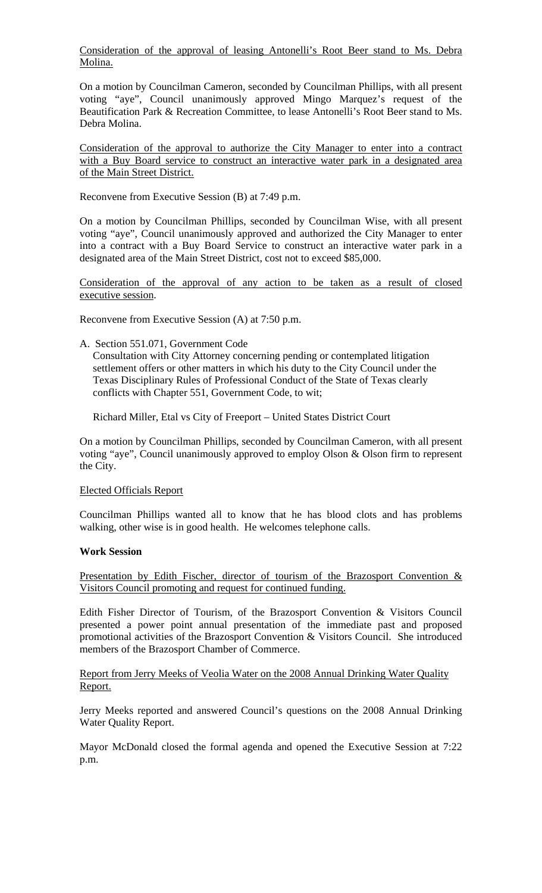Consideration of the approval of leasing Antonelli's Root Beer stand to Ms. Debra Molina.

On a motion by Councilman Cameron, seconded by Councilman Phillips, with all present voting "aye", Council unanimously approved Mingo Marquez's request of the Beautification Park & Recreation Committee, to lease Antonelli's Root Beer stand to Ms. Debra Molina.

Consideration of the approval to authorize the City Manager to enter into a contract with a Buy Board service to construct an interactive water park in a designated area of the Main Street District.

Reconvene from Executive Session (B) at 7:49 p.m.

On a motion by Councilman Phillips, seconded by Councilman Wise, with all present voting "aye", Council unanimously approved and authorized the City Manager to enter into a contract with a Buy Board Service to construct an interactive water park in a designated area of the Main Street District, cost not to exceed $85,000.

Consideration of the approval of any action to be taken as a result of closed executive session.

Reconvene from Executive Session (A) at 7:50 p.m.

A. Section 551.071, Government Code
   Consultation with City Attorney concerning pending or contemplated litigation settlement offers or other matters in which his duty to the City Council under the Texas Disciplinary Rules of Professional Conduct of the State of Texas clearly conflicts with Chapter 551, Government Code, to wit;

   Richard Miller, Etal vs City of Freeport – United States District Court

On a motion by Councilman Phillips, seconded by Councilman Cameron, with all present voting "aye", Council unanimously approved to employ Olson & Olson firm to represent the City.

Elected Officials Report

Councilman Phillips wanted all to know that he has blood clots and has problems walking, other wise is in good health. He welcomes telephone calls.

**Work Session**

Presentation by Edith Fischer, director of tourism of the Brazosport Convention & Visitors Council promoting and request for continued funding.

Edith Fisher Director of Tourism, of the Brazosport Convention & Visitors Council presented a power point annual presentation of the immediate past and proposed promotional activities of the Brazosport Convention & Visitors Council. She introduced members of the Brazosport Chamber of Commerce.

Report from Jerry Meeks of Veolia Water on the 2008 Annual Drinking Water Quality Report.

Jerry Meeks reported and answered Council's questions on the 2008 Annual Drinking Water Quality Report.

Mayor McDonald closed the formal agenda and opened the Executive Session at 7:22 p.m.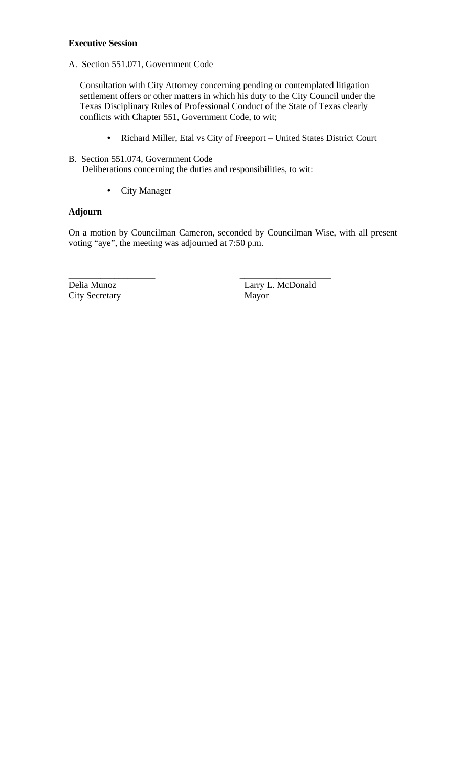**Executive Session**

A. Section 551.071, Government Code

Consultation with City Attorney concerning pending or contemplated litigation settlement offers or other matters in which his duty to the City Council under the Texas Disciplinary Rules of Professional Conduct of the State of Texas clearly conflicts with Chapter 551, Government Code, to wit;

- Richard Miller, Etal vs City of Freeport – United States District Court

B. Section 551.074, Government Code
Deliberations concerning the duties and responsibilities, to wit:

- City Manager

**Adjourn**

On a motion by Councilman Cameron, seconded by Councilman Wise, with all present voting "aye", the meeting was adjourned at 7:50 p.m.

| | |
|---|---|
| ___________________ | ___________________ |
| Delia Munoz | Larry L. McDonald |
| City Secretary | Mayor |